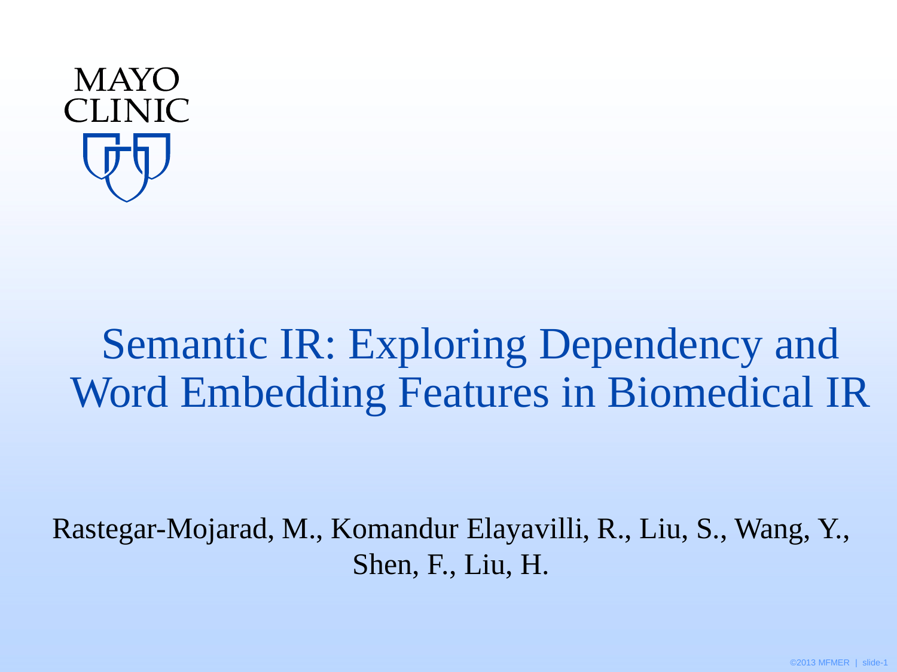MAYO CLINIC

# Semantic IR: Exploring Dependency and Word Embedding Features in Biomedical IR

Rastegar-Mojarad, M., Komandur Elayavilli, R., Liu, S., Wang, Y., Shen, F., Liu, H.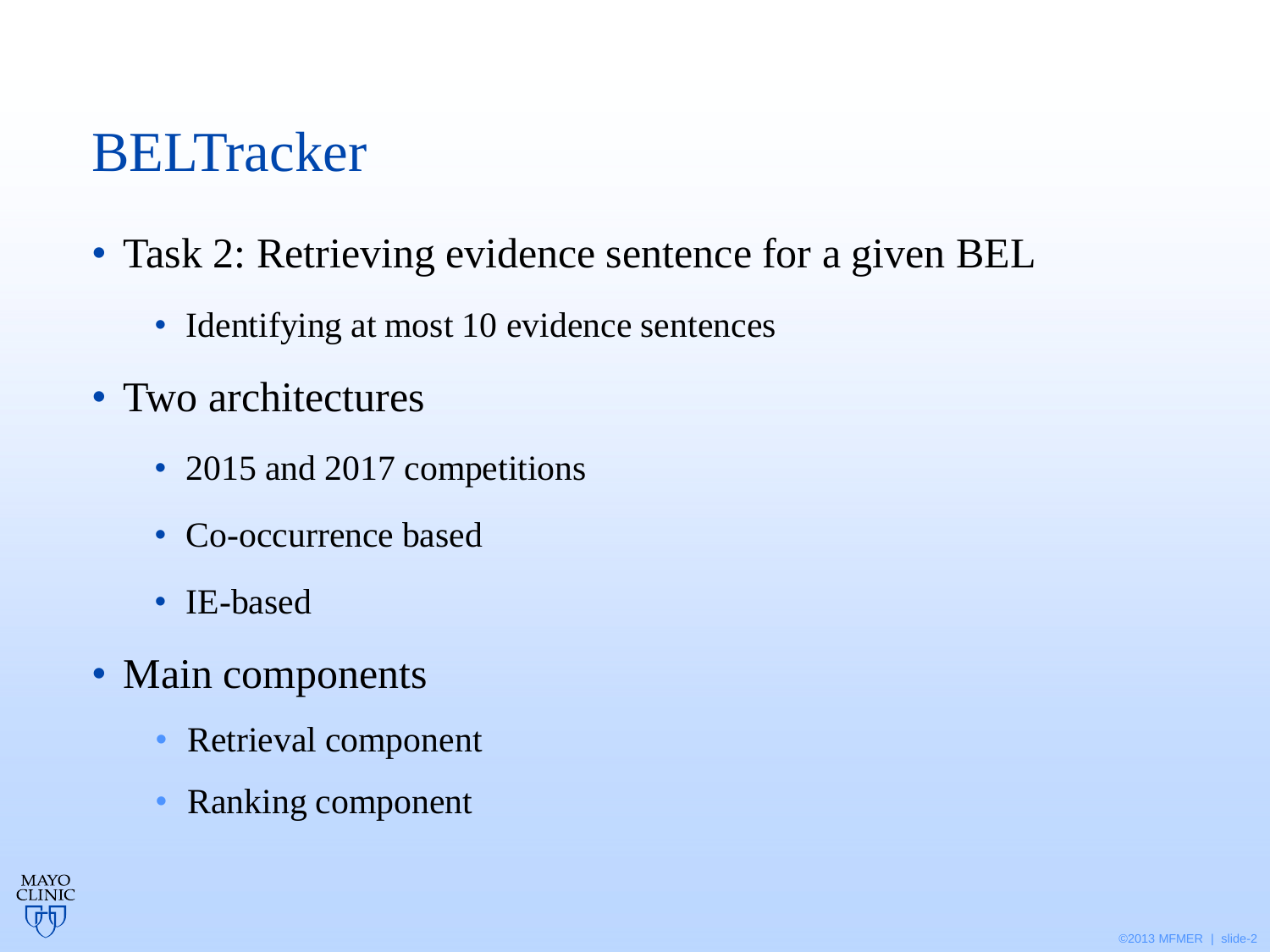# BELTracker

- Task 2: Retrieving evidence sentence for a given BEL
  - Identifying at most 10 evidence sentences
- Two architectures
  - 2015 and 2017 competitions
  - Co-occurrence based
  - IE-based
- Main components
  - Retrieval component
  - Ranking component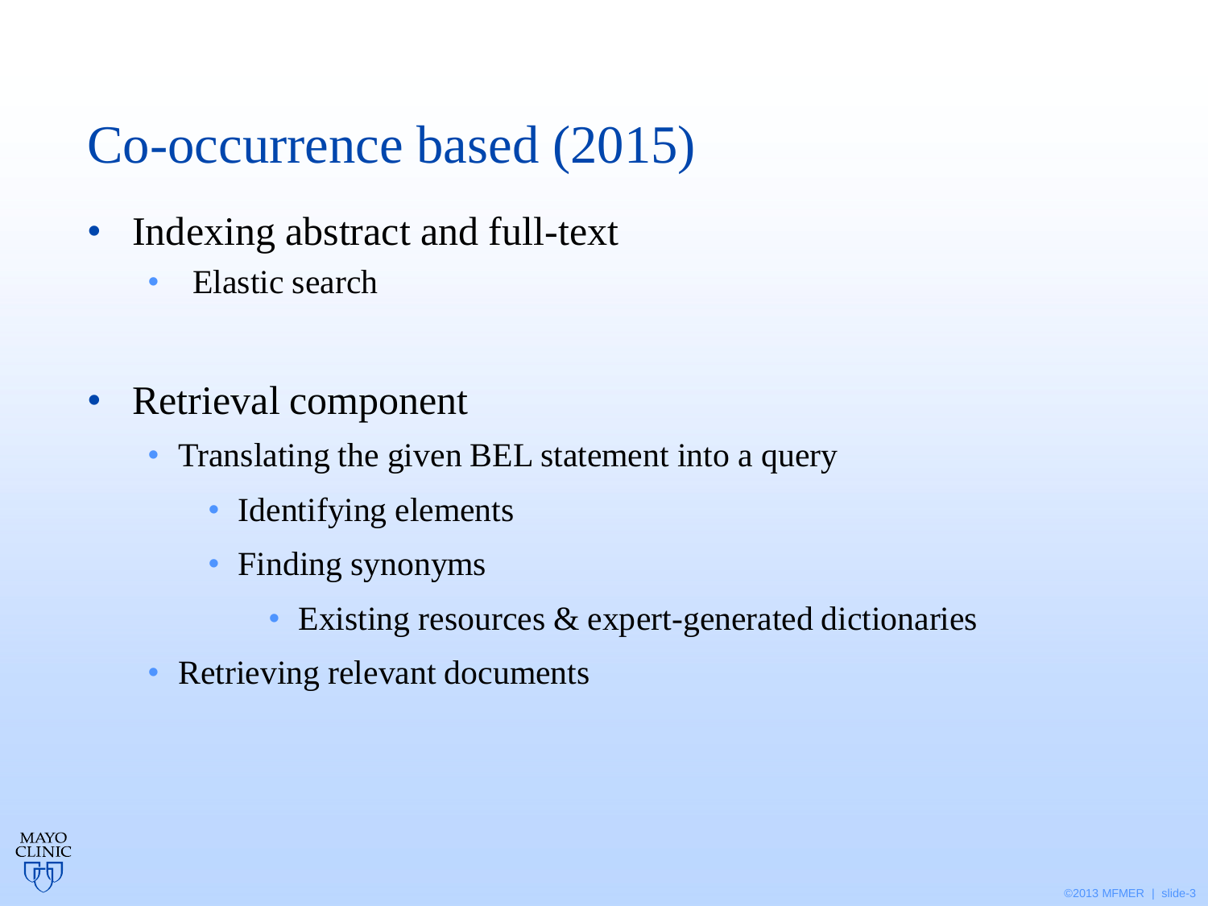# Co-occurrence based (2015)

- Indexing abstract and full-text
  - Elastic search

- Retrieval component
  - Translating the given BEL statement into a query
    - Identifying elements
    - Finding synonyms
      - Existing resources & expert-generated dictionaries
  - Retrieving relevant documents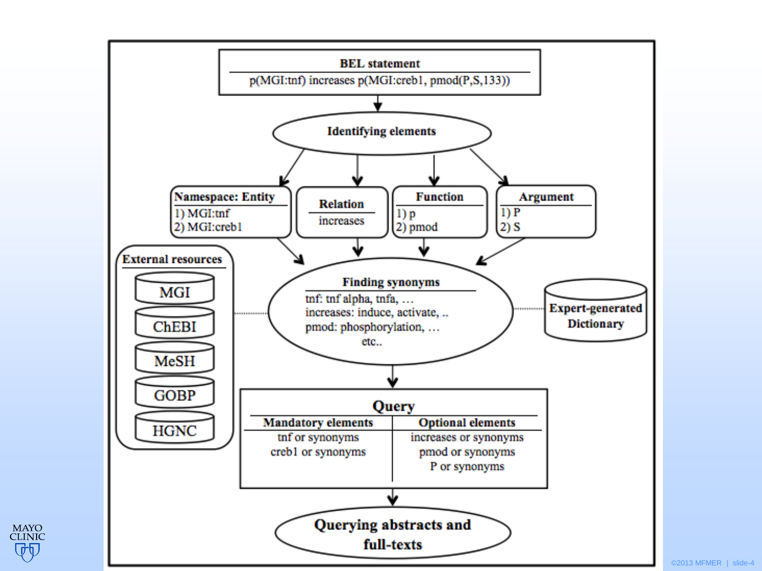**BEL statement**

p(MGI:tnf) increases p(MGI:creb1, pmod(P,S,133))

**Identifying elements**

| Namespace: Entity | Relation | Function | Argument |
|---|---|---|---|
| 1) MGI:tnf<br>2) MGI:creb1 | increases | 1) p<br>2) pmod | 1) P<br>2) S |

**External resources**

- MGI
- ChEBI
- MeSH
- GOBP
- HGNC

**Finding synonyms**

tnf: tnf alpha, tnfa, …
increases: induce, activate, ..
pmod: phosphorylation, …
etc..

**Expert-generated Dictionary**

**Query**

| Mandatory elements | Optional elements |
|---|---|
| tnf or synonyms | increases or synonyms |
| creb1 or synonyms | pmod or synonyms |
| | P or synonyms |

**Querying abstracts and full-texts**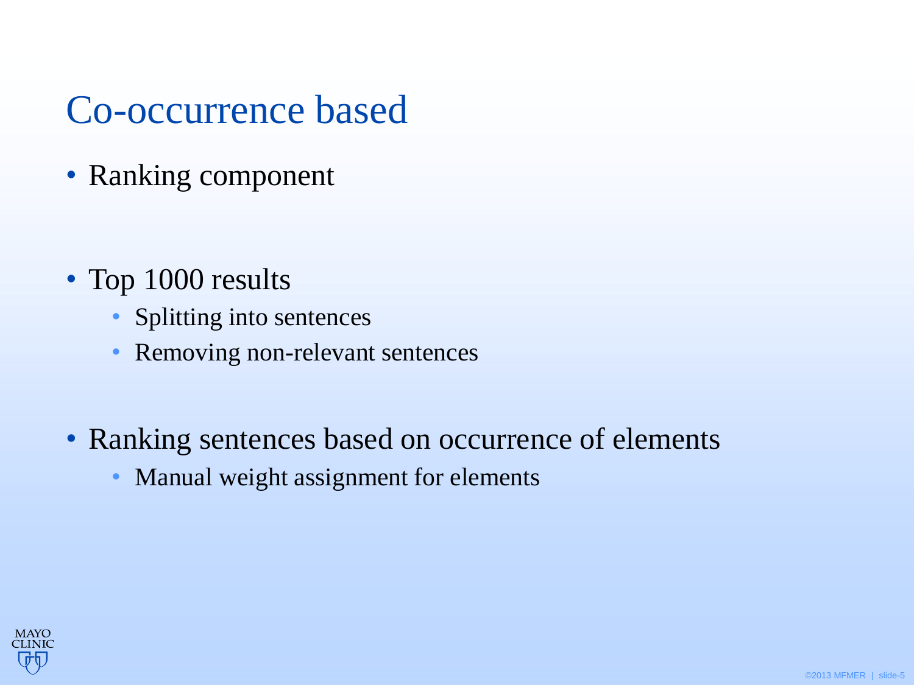# Co-occurrence based

- Ranking component

- Top 1000 results
  - Splitting into sentences
  - Removing non-relevant sentences

- Ranking sentences based on occurrence of elements
  - Manual weight assignment for elements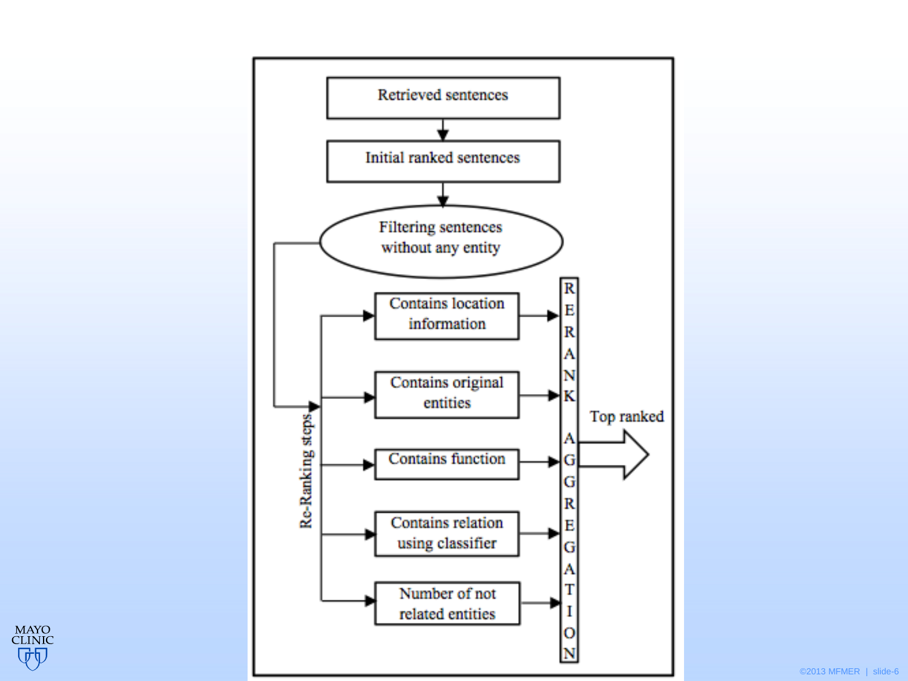Retrieved sentences

Initial ranked sentences

Filtering sentences without any entity

Re-Ranking steps

- Contains location information
- Contains original entities
- Contains function
- Contains relation using classifier
- Number of not related entities

RERANK AGGREGATION

Top ranked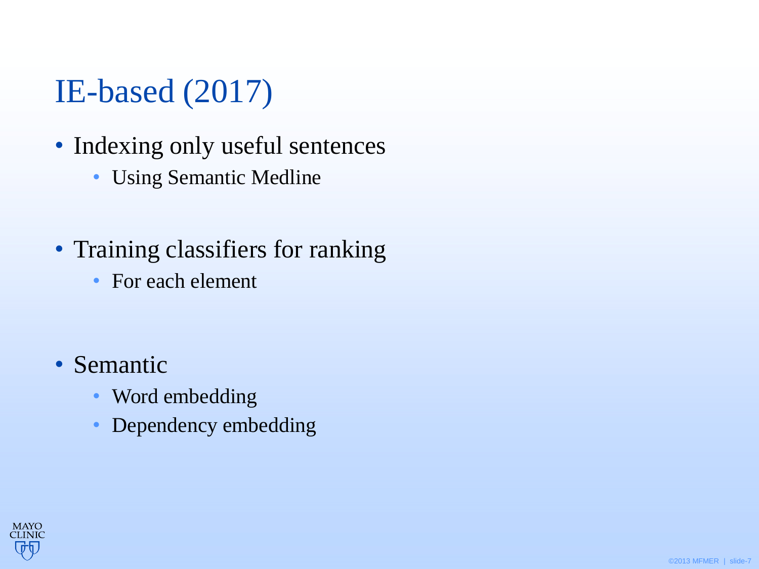# IE-based (2017)

- Indexing only useful sentences
  - Using Semantic Medline
- Training classifiers for ranking
  - For each element
- Semantic
  - Word embedding
  - Dependency embedding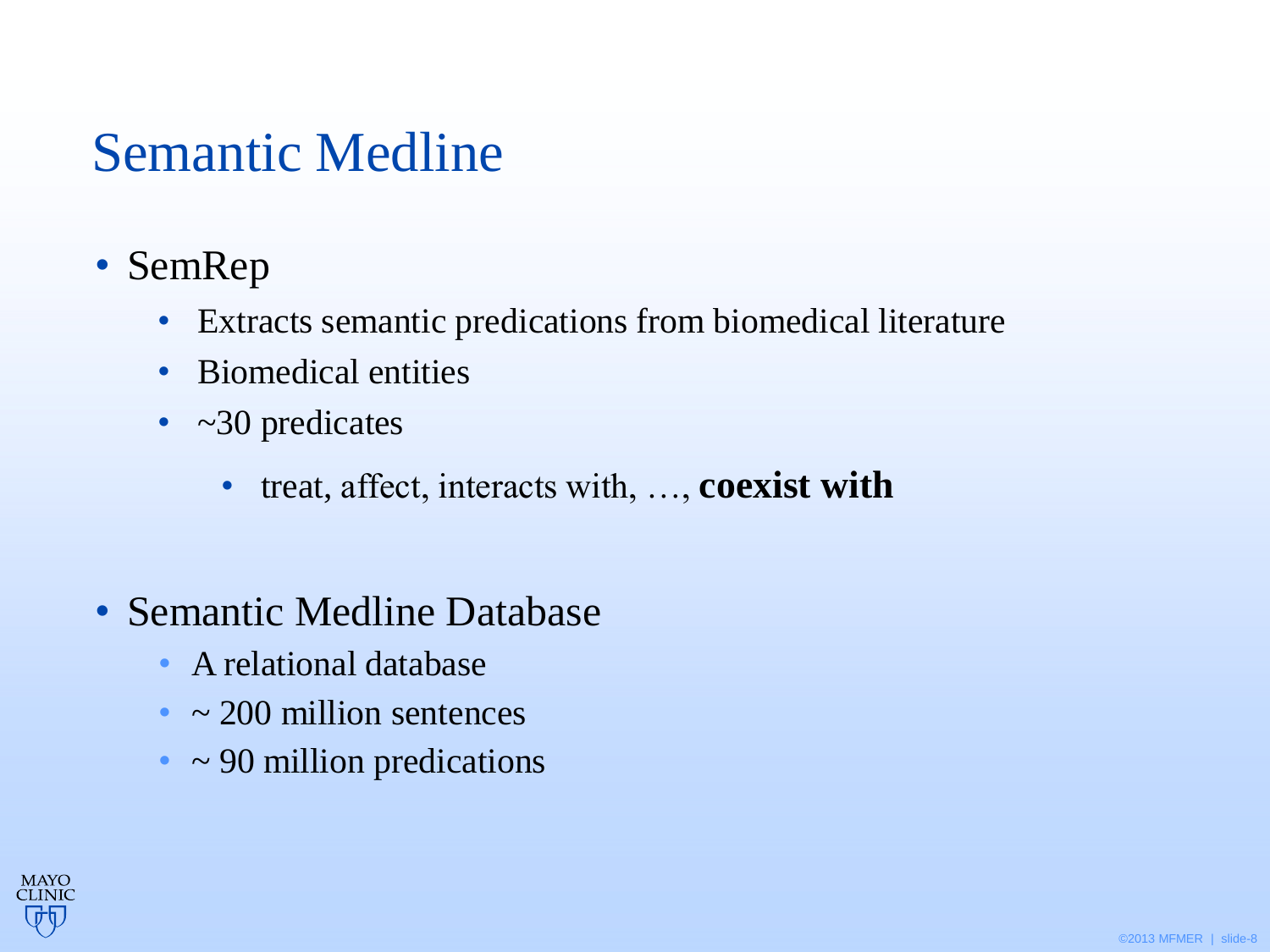# Semantic Medline

- SemRep
  - Extracts semantic predications from biomedical literature
  - Biomedical entities
  - ~30 predicates
    - treat, affect, interacts with, …, **coexist with**

- Semantic Medline Database
  - A relational database
  - ~ 200 million sentences
  - ~ 90 million predications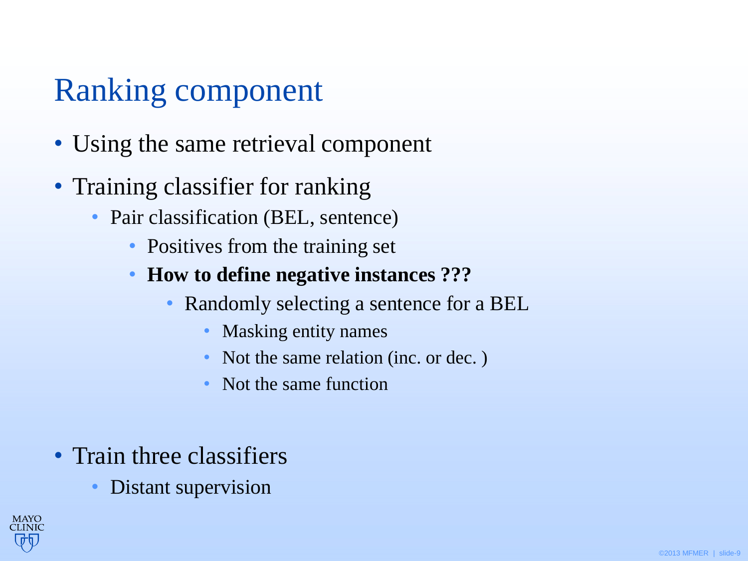# Ranking component

- Using the same retrieval component
- Training classifier for ranking
  - Pair classification (BEL, sentence)
    - Positives from the training set
    - **How to define negative instances ???**
      - Randomly selecting a sentence for a BEL
        - Masking entity names
        - Not the same relation (inc. or dec. )
        - Not the same function
- Train three classifiers
  - Distant supervision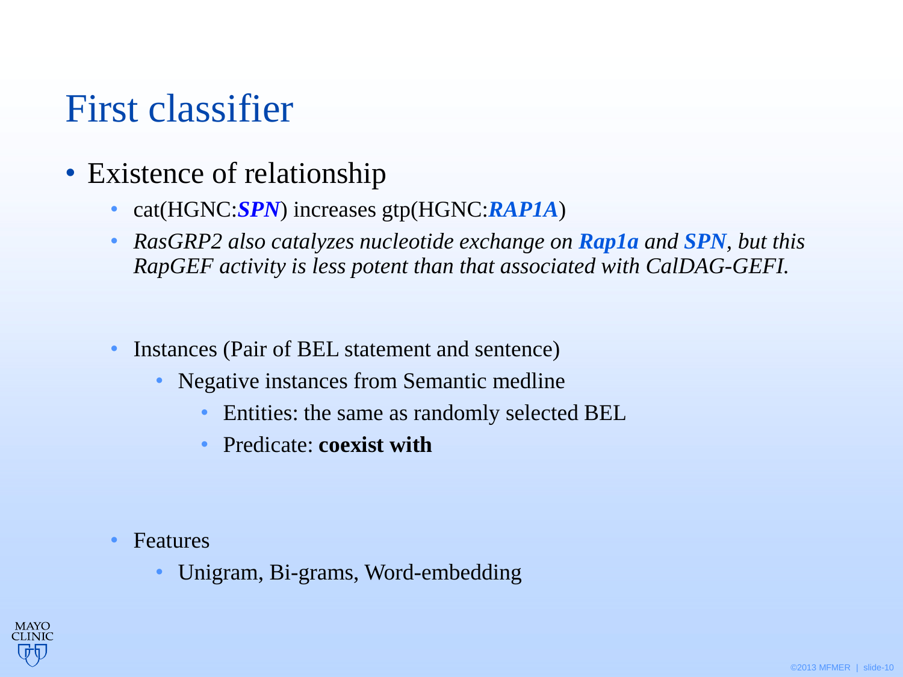# First classifier

- Existence of relationship
  - cat(HGNC:***SPN***) increases gtp(HGNC:***RAP1A***)
  - *RasGRP2 also catalyzes nucleotide exchange on **Rap1a** and **SPN**, but this RapGEF activity is less potent than that associated with CalDAG-GEFI.*

  - Instances (Pair of BEL statement and sentence)
    - Negative instances from Semantic medline
      - Entities: the same as randomly selected BEL
      - Predicate: **coexist with**

  - Features
    - Unigram, Bi-grams, Word-embedding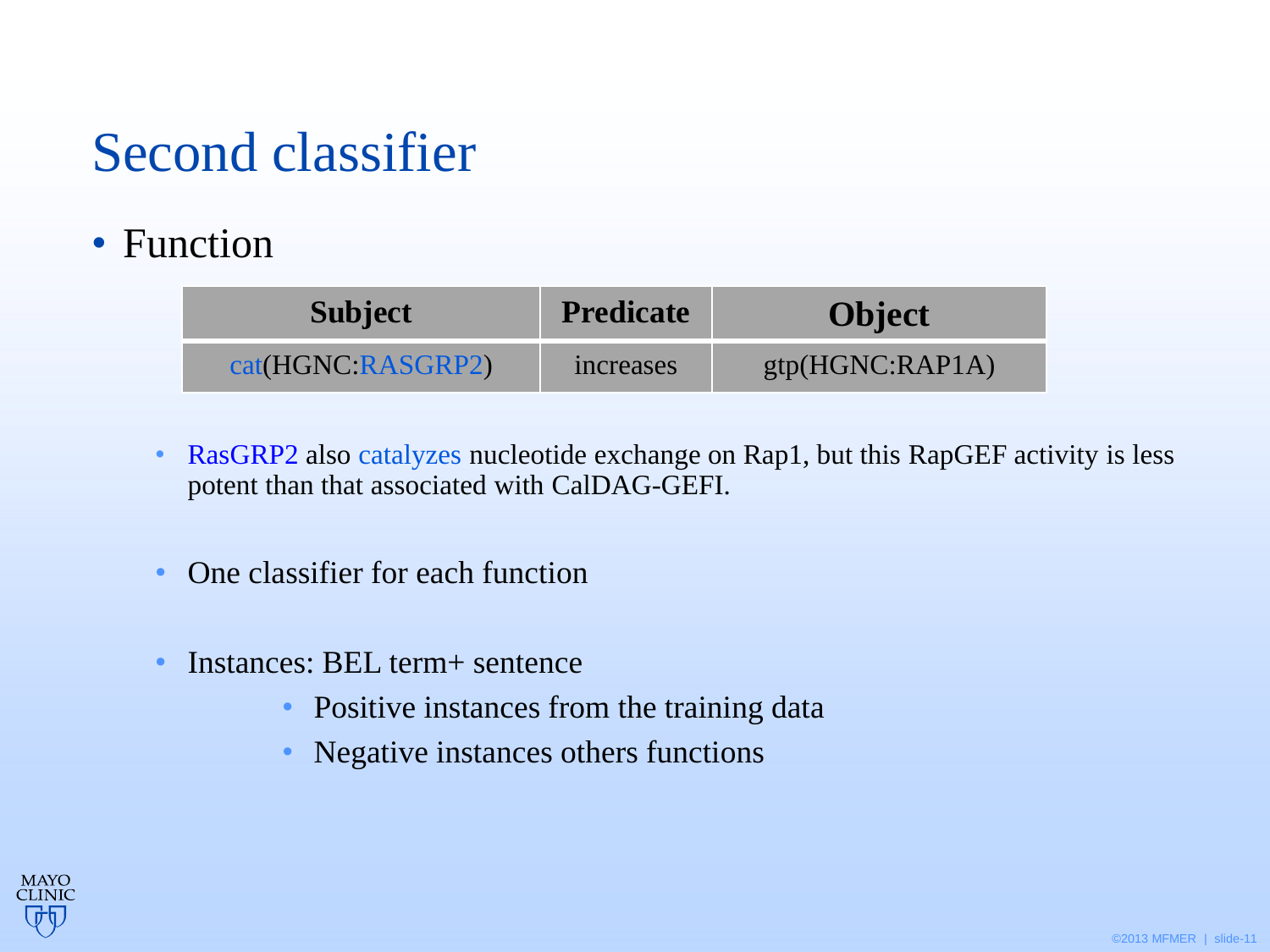# Second classifier

- Function

| Subject | Predicate | Object |
| --- | --- | --- |
| cat(HGNC:RASGRP2) | increases | gtp(HGNC:RAP1A) |

- RasGRP2 also catalyzes nucleotide exchange on Rap1, but this RapGEF activity is less potent than that associated with CalDAG-GEFI.

- One classifier for each function

- Instances: BEL term+ sentence
  - Positive instances from the training data
  - Negative instances others functions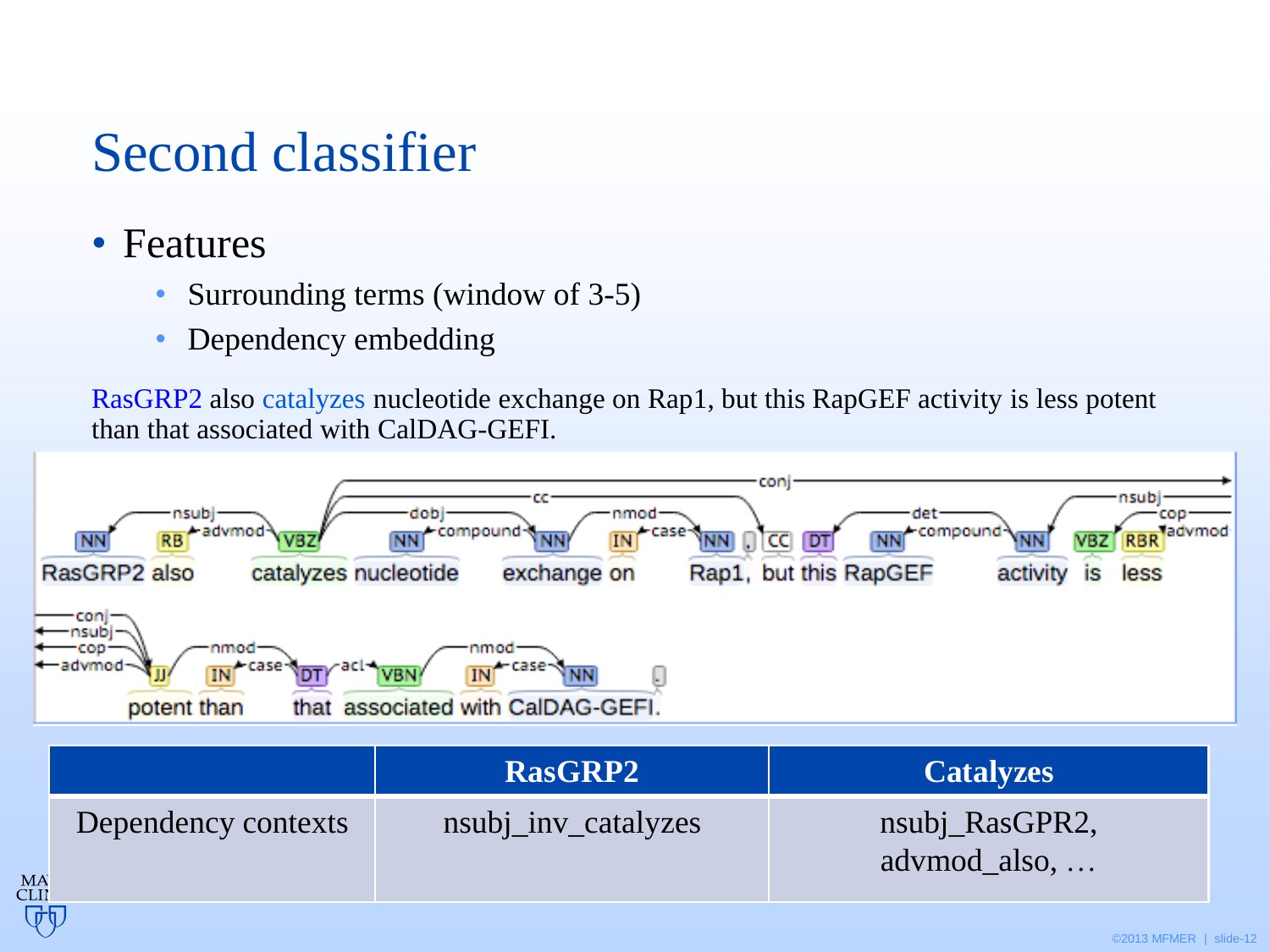# Second classifier

- Features
  - Surrounding terms (window of 3-5)
  - Dependency embedding

RasGRP2 also catalyzes nucleotide exchange on Rap1, but this RapGEF activity is less potent than that associated with CalDAG-GEFI.

| | RasGRP2 | Catalyzes |
|---|---|---|
| Dependency contexts | nsubj_inv_catalyzes | nsubj_RasGPR2, advmod_also, … |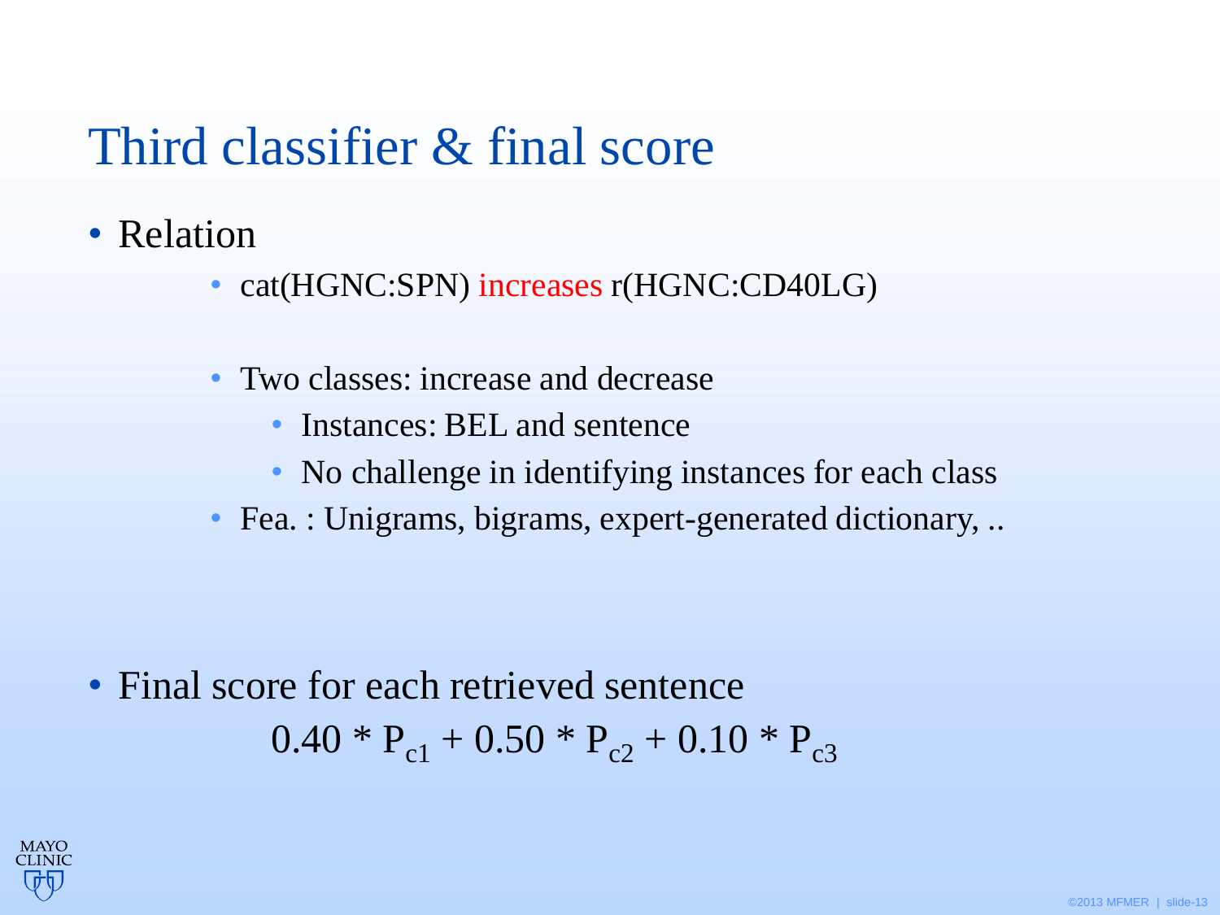# Third classifier & final score

- Relation
  - cat(HGNC:SPN) increases r(HGNC:CD40LG)
  - Two classes: increase and decrease
    - Instances: BEL and sentence
    - No challenge in identifying instances for each class
  - Fea. : Unigrams, bigrams, expert-generated dictionary, ..
- Final score for each retrieved sentence

$$0.40 * P_{c1} + 0.50 * P_{c2} + 0.10 * P_{c3}$$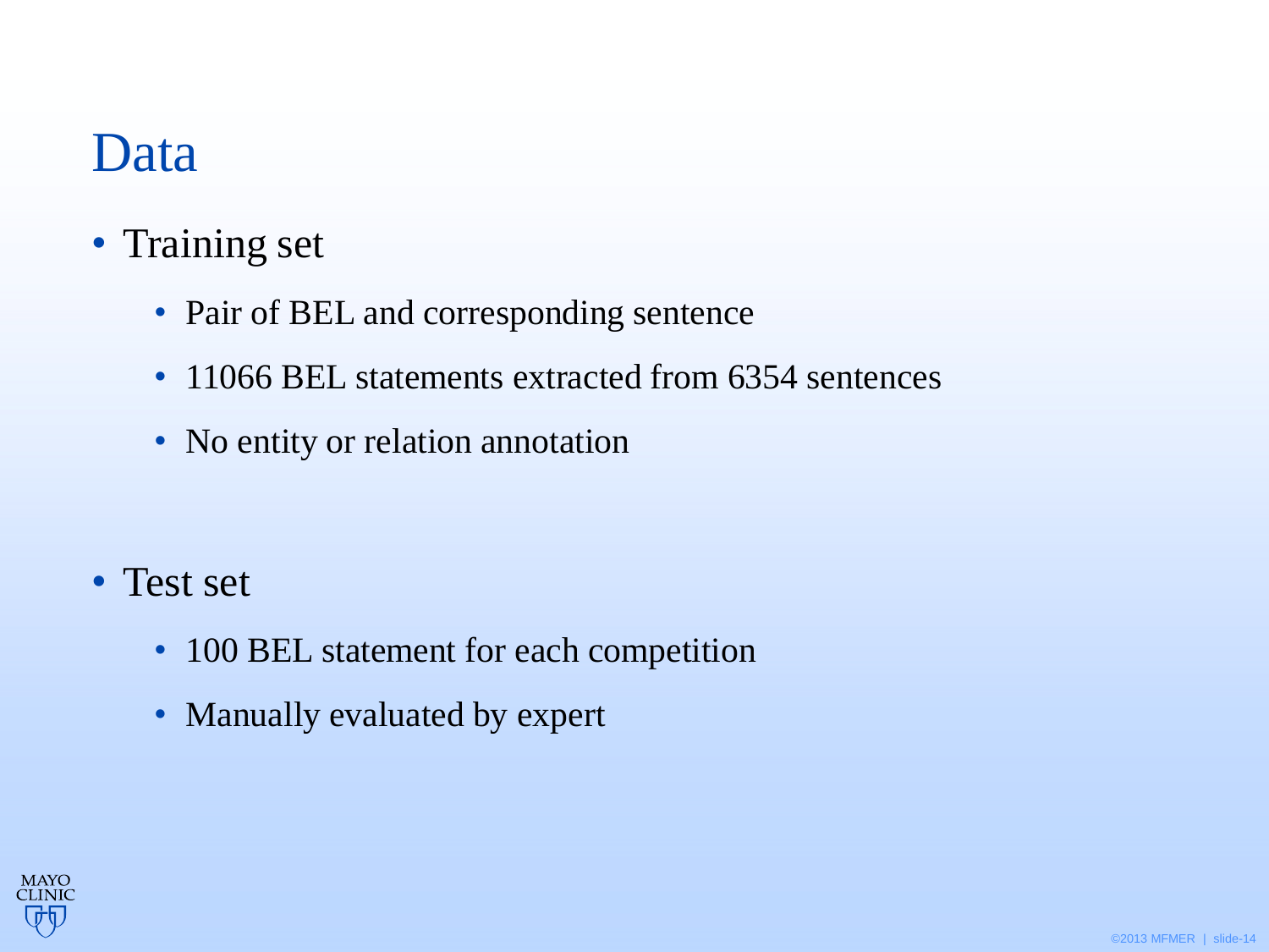# Data

- Training set
  - Pair of BEL and corresponding sentence
  - 11066 BEL statements extracted from 6354 sentences
  - No entity or relation annotation

- Test set
  - 100 BEL statement for each competition
  - Manually evaluated by expert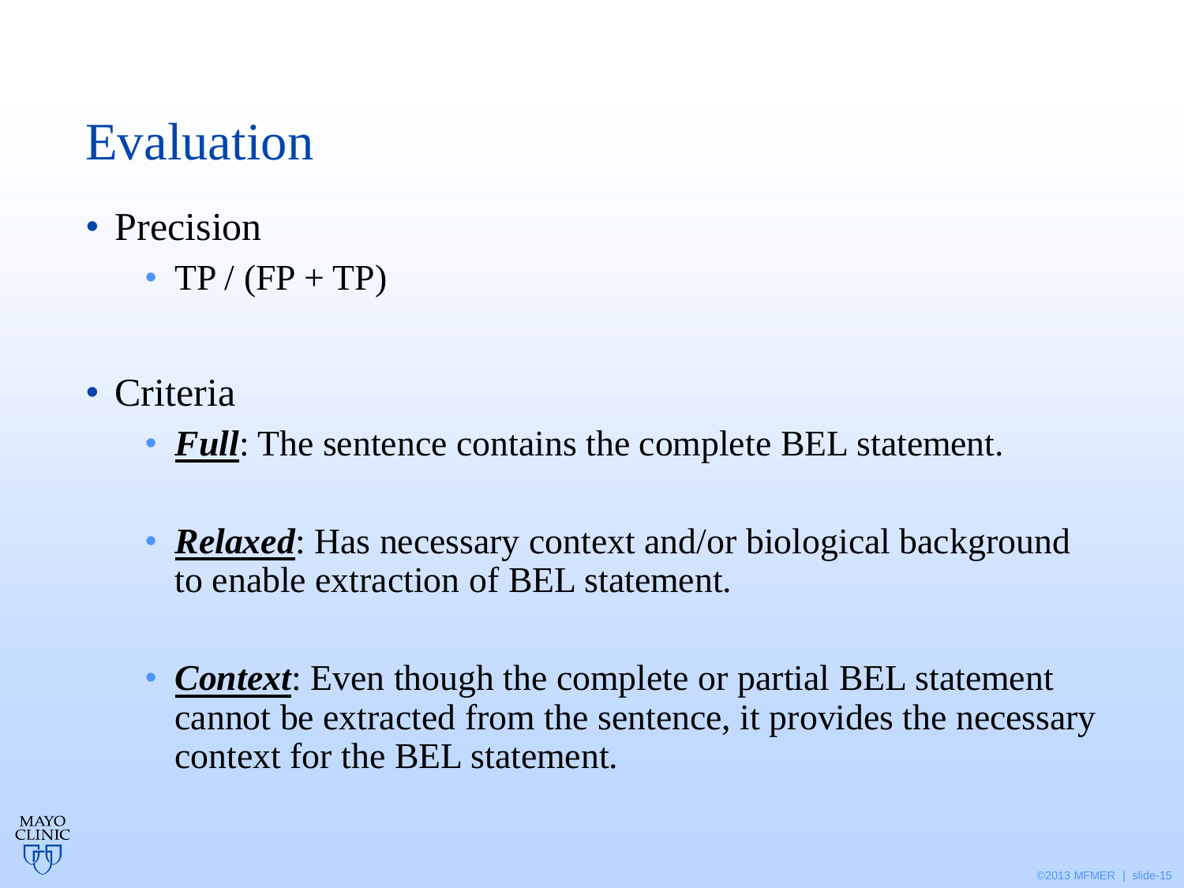# Evaluation

- Precision
  - TP / (FP + TP)

- Criteria
  - ***Full***: The sentence contains the complete BEL statement.
  - ***Relaxed***: Has necessary context and/or biological background to enable extraction of BEL statement.
  - ***Context***: Even though the complete or partial BEL statement cannot be extracted from the sentence, it provides the necessary context for the BEL statement.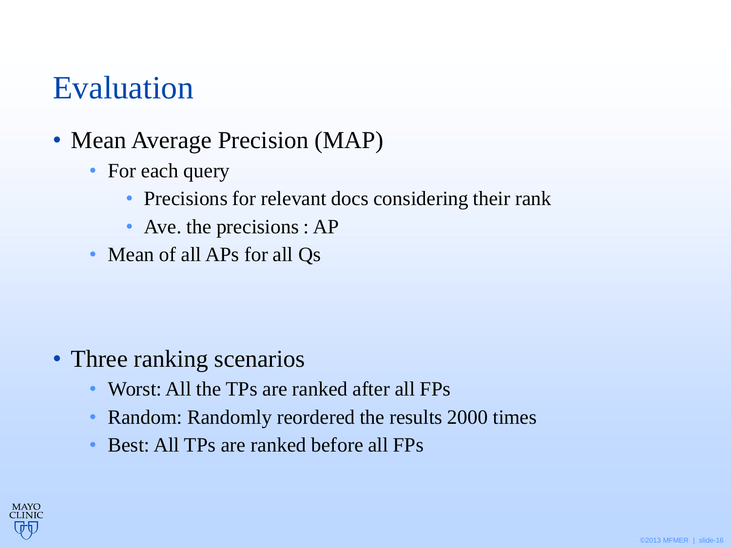# Evaluation

- Mean Average Precision (MAP)
  - For each query
    - Precisions for relevant docs considering their rank
    - Ave. the precisions : AP
  - Mean of all APs for all Qs

- Three ranking scenarios
  - Worst: All the TPs are ranked after all FPs
  - Random: Randomly reordered the results 2000 times
  - Best: All TPs are ranked before all FPs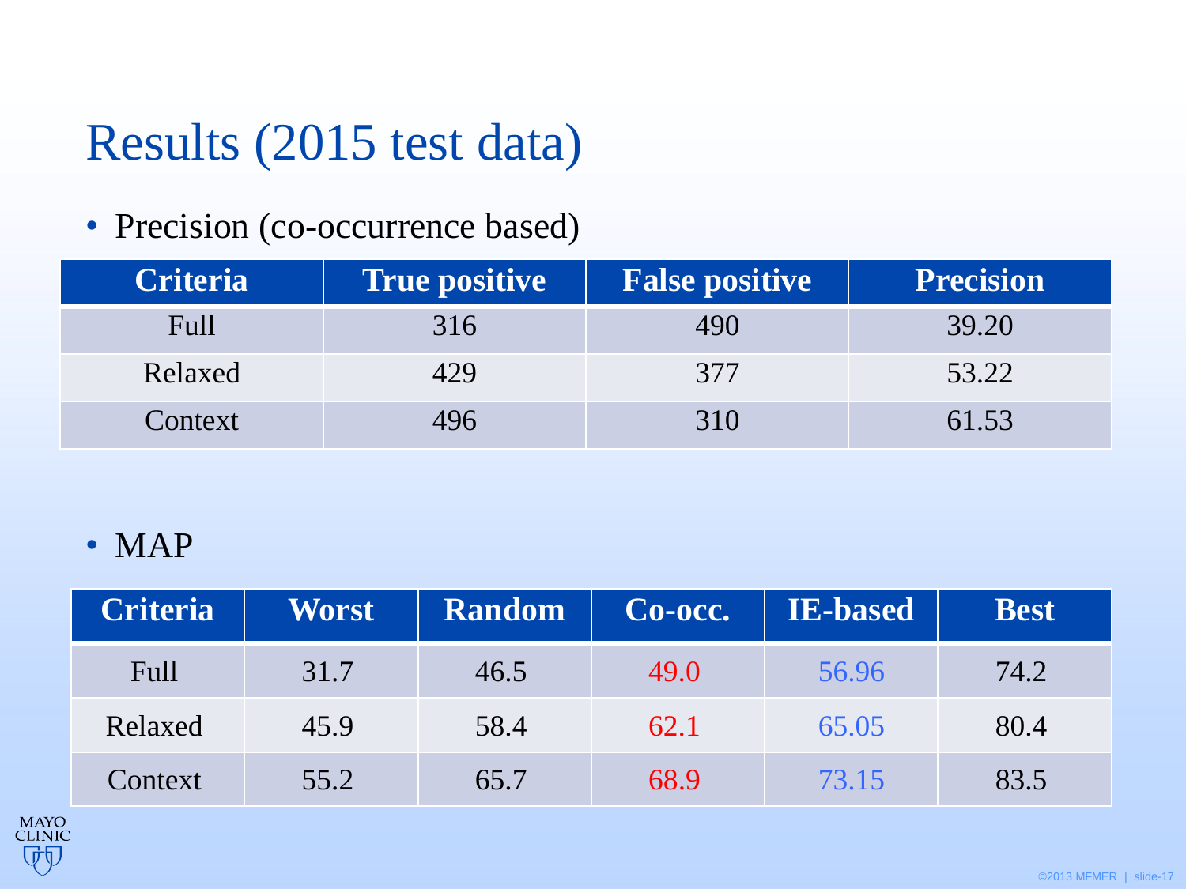# Results (2015 test data)

- Precision (co-occurrence based)

| Criteria | True positive | False positive | Precision |
|---|---|---|---|
| Full | 316 | 490 | 39.20 |
| Relaxed | 429 | 377 | 53.22 |
| Context | 496 | 310 | 61.53 |

- MAP

| Criteria | Worst | Random | Co-occ. | IE-based | Best |
|---|---|---|---|---|---|
| Full | 31.7 | 46.5 | 49.0 | 56.96 | 74.2 |
| Relaxed | 45.9 | 58.4 | 62.1 | 65.05 | 80.4 |
| Context | 55.2 | 65.7 | 68.9 | 73.15 | 83.5 |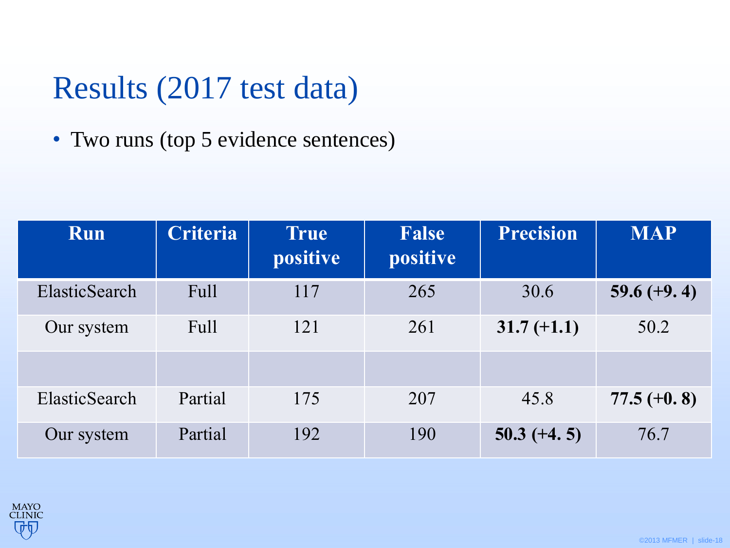# Results (2017 test data)

- Two runs (top 5 evidence sentences)

| Run | Criteria | True positive | False positive | Precision | MAP |
|---|---|---|---|---|---|
| ElasticSearch | Full | 117 | 265 | 30.6 | **59.6 (+9. 4)** |
| Our system | Full | 121 | 261 | **31.7 (+1.1)** | 50.2 |
| | | | | | |
| ElasticSearch | Partial | 175 | 207 | 45.8 | **77.5 (+0. 8)** |
| Our system | Partial | 192 | 190 | **50.3 (+4. 5)** | 76.7 |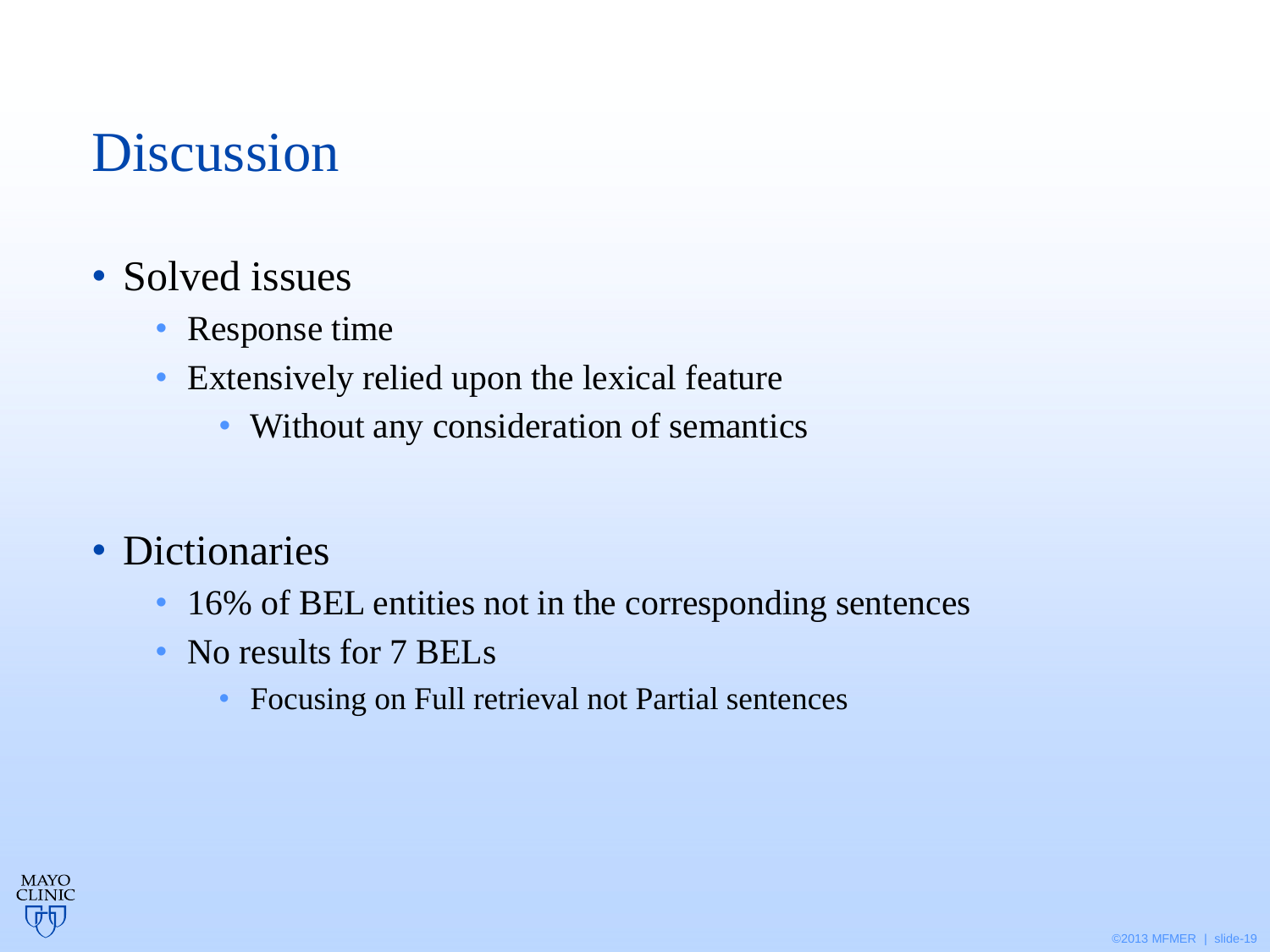# Discussion

- Solved issues
  - Response time
  - Extensively relied upon the lexical feature
    - Without any consideration of semantics

- Dictionaries
  - 16% of BEL entities not in the corresponding sentences
  - No results for 7 BELs
    - Focusing on Full retrieval not Partial sentences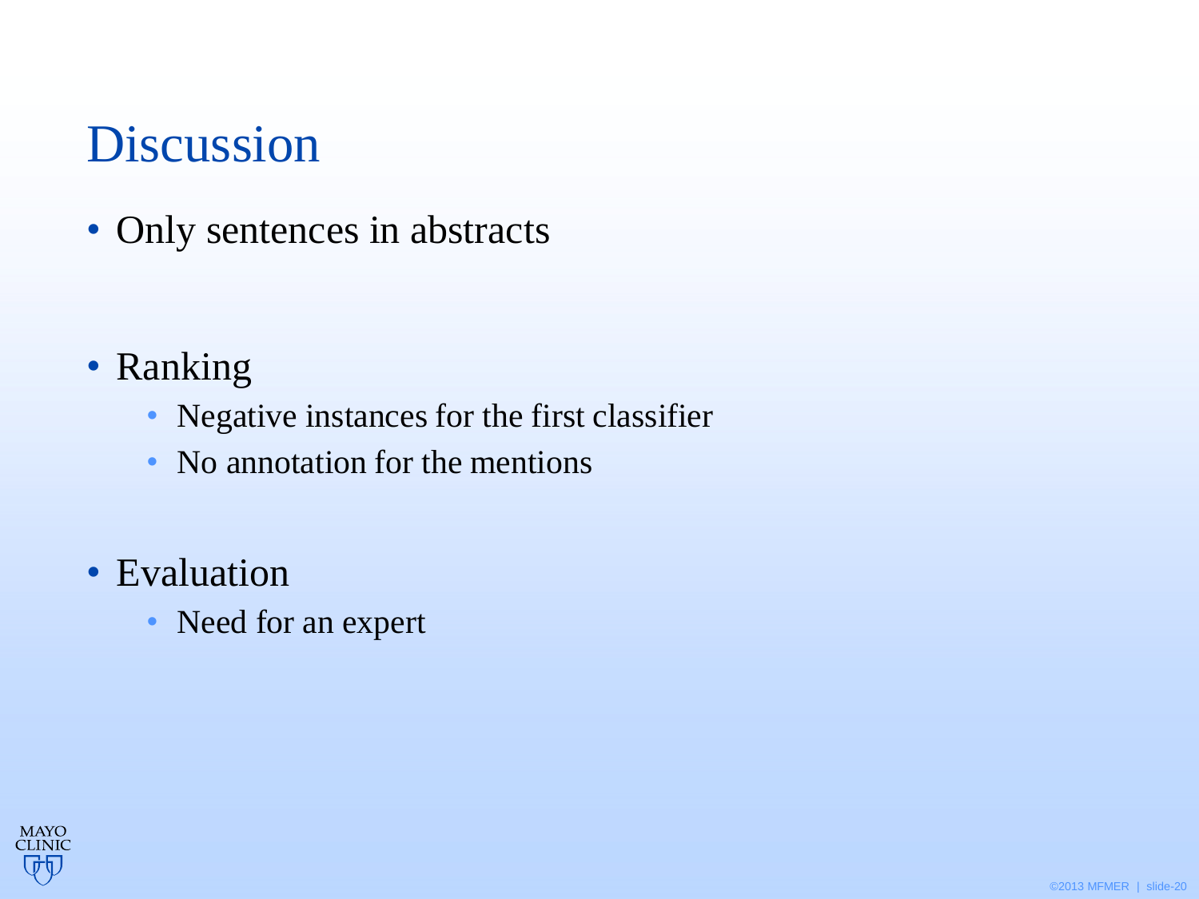# Discussion

- Only sentences in abstracts

- Ranking
  - Negative instances for the first classifier
  - No annotation for the mentions

- Evaluation
  - Need for an expert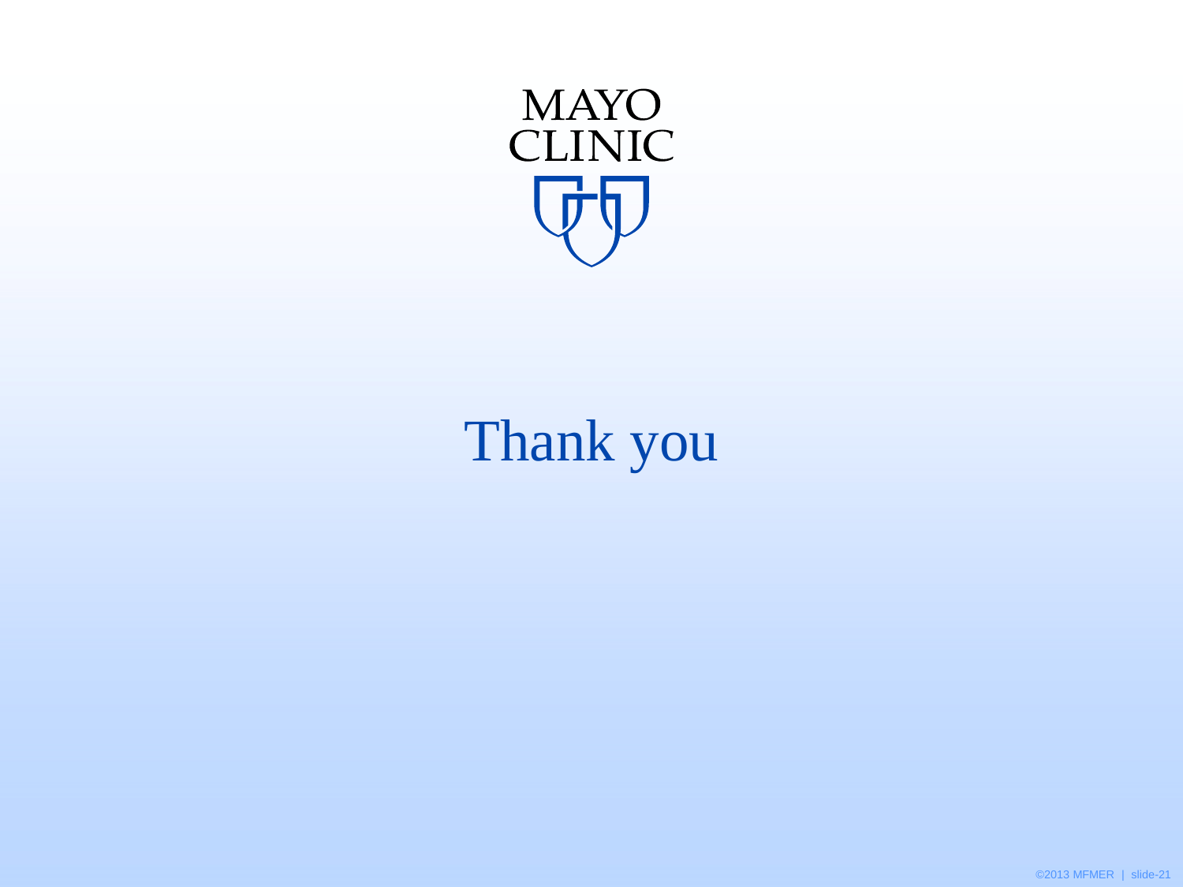MAYO
CLINIC

# Thank you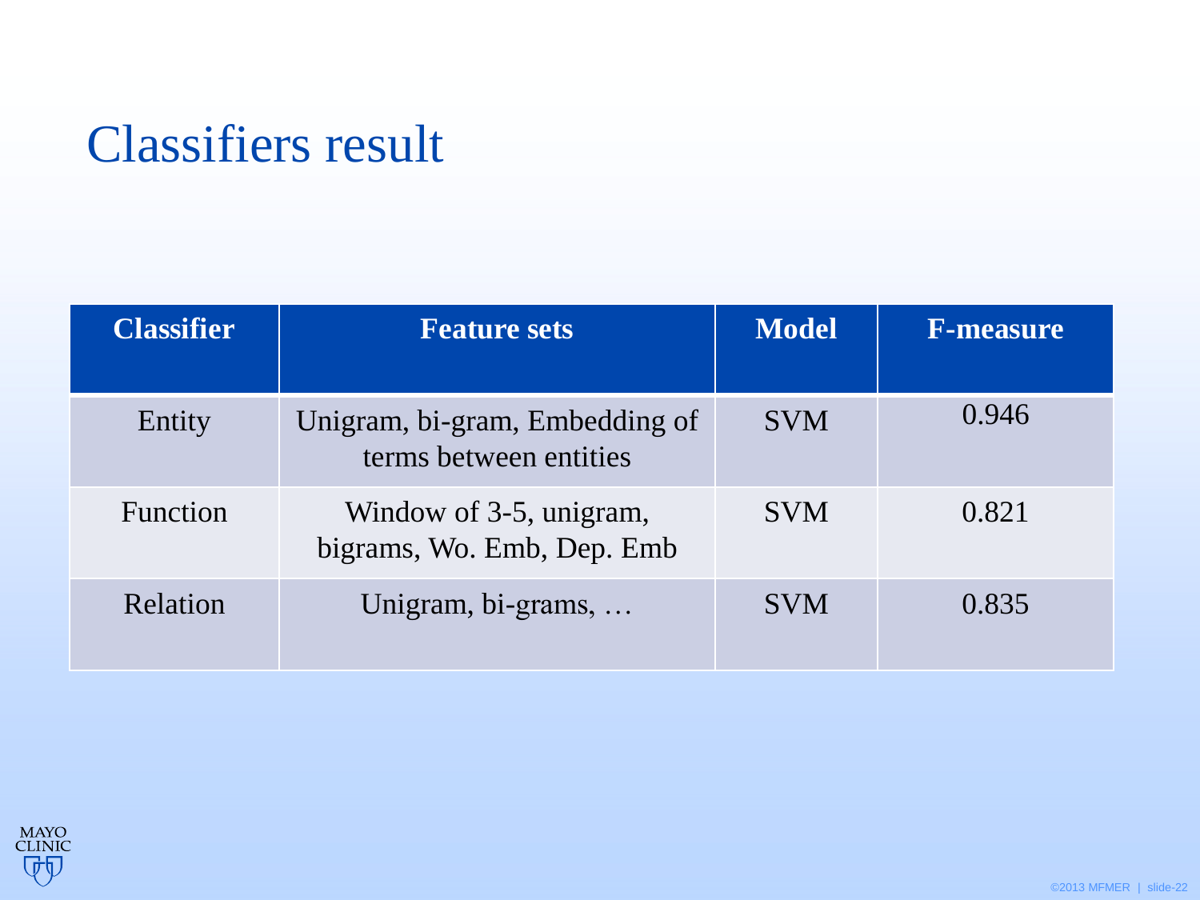# Classifiers result

| Classifier | Feature sets | Model | F-measure |
|---|---|---|---|
| Entity | Unigram, bi-gram, Embedding of terms between entities | SVM | 0.946 |
| Function | Window of 3-5, unigram, bigrams, Wo. Emb, Dep. Emb | SVM | 0.821 |
| Relation | Unigram, bi-grams, … | SVM | 0.835 |